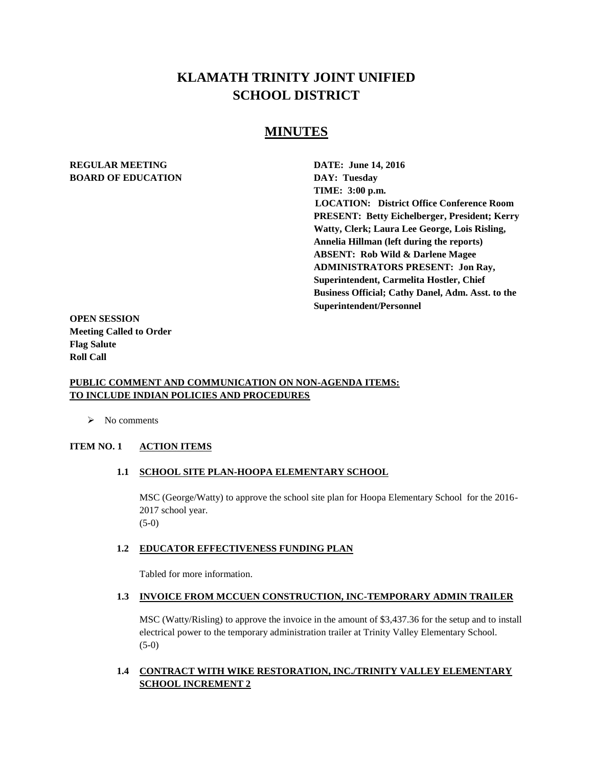# KLAMATH TRINITY JOINT UNIFIED SCHOOL DISTRICT

## MINUTES

**REGULAR MEETING**
**BOARD OF EDUCATION**

**DATE: June 14, 2016**
**DAY: Tuesday**
**TIME: 3:00 p.m.**
**LOCATION: District Office Conference Room**
**PRESENT: Betty Eichelberger, President; Kerry Watty, Clerk; Laura Lee George, Lois Risling, Annelia Hillman (left during the reports)**
**ABSENT: Rob Wild & Darlene Magee**
**ADMINISTRATORS PRESENT: Jon Ray, Superintendent, Carmelita Hostler, Chief Business Official; Cathy Danel, Adm. Asst. to the Superintendent/Personnel**

**OPEN SESSION**
**Meeting Called to Order**
**Flag Salute**
**Roll Call**

**PUBLIC COMMENT AND COMMUNICATION ON NON-AGENDA ITEMS: TO INCLUDE INDIAN POLICIES AND PROCEDURES**

- No comments

**ITEM NO. 1 ACTION ITEMS**

**1.1 SCHOOL SITE PLAN-HOOPA ELEMENTARY SCHOOL**

MSC (George/Watty) to approve the school site plan for Hoopa Elementary School for the 2016-2017 school year.
(5-0)

**1.2 EDUCATOR EFFECTIVENESS FUNDING PLAN**

Tabled for more information.

**1.3 INVOICE FROM MCCUEN CONSTRUCTION, INC-TEMPORARY ADMIN TRAILER**

MSC (Watty/Risling) to approve the invoice in the amount of $3,437.36 for the setup and to install electrical power to the temporary administration trailer at Trinity Valley Elementary School.
(5-0)

**1.4 CONTRACT WITH WIKE RESTORATION, INC./TRINITY VALLEY ELEMENTARY SCHOOL INCREMENT 2**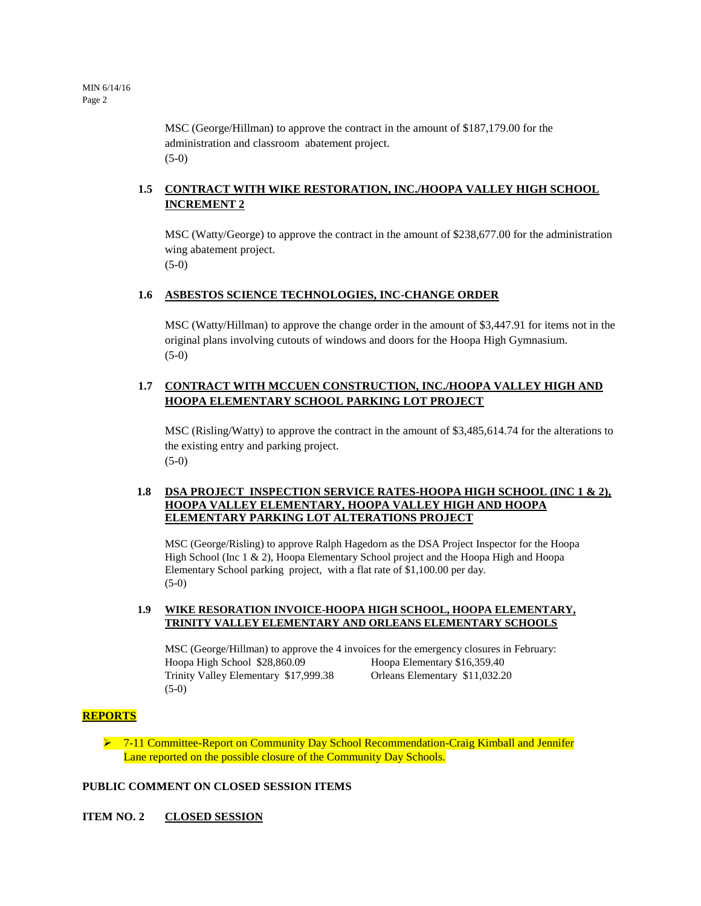MSC (George/Hillman) to approve the contract in the amount of $187,179.00 for the administration and classroom abatement project.
(5-0)

**1.5 CONTRACT WITH WIKE RESTORATION, INC./HOOPA VALLEY HIGH SCHOOL INCREMENT 2**

MSC (Watty/George) to approve the contract in the amount of $238,677.00 for the administration wing abatement project.
(5-0)

**1.6 ASBESTOS SCIENCE TECHNOLOGIES, INC-CHANGE ORDER**

MSC (Watty/Hillman) to approve the change order in the amount of $3,447.91 for items not in the original plans involving cutouts of windows and doors for the Hoopa High Gymnasium.
(5-0)

**1.7 CONTRACT WITH MCCUEN CONSTRUCTION, INC./HOOPA VALLEY HIGH AND HOOPA ELEMENTARY SCHOOL PARKING LOT PROJECT**

MSC (Risling/Watty) to approve the contract in the amount of $3,485,614.74 for the alterations to the existing entry and parking project.
(5-0)

**1.8 DSA PROJECT INSPECTION SERVICE RATES-HOOPA HIGH SCHOOL (INC 1 & 2), HOOPA VALLEY ELEMENTARY, HOOPA VALLEY HIGH AND HOOPA ELEMENTARY PARKING LOT ALTERATIONS PROJECT**

MSC (George/Risling) to approve Ralph Hagedorn as the DSA Project Inspector for the Hoopa High School (Inc 1 & 2), Hoopa Elementary School project and the Hoopa High and Hoopa Elementary School parking project, with a flat rate of $1,100.00 per day.
(5-0)

**1.9 WIKE RESORATION INVOICE-HOOPA HIGH SCHOOL, HOOPA ELEMENTARY, TRINITY VALLEY ELEMENTARY AND ORLEANS ELEMENTARY SCHOOLS**

MSC (George/Hillman) to approve the 4 invoices for the emergency closures in February:
Hoopa High School $28,860.09
Hoopa Elementary $16,359.40
Trinity Valley Elementary $17,999.38
Orleans Elementary $11,032.20
(5-0)

**REPORTS**

- 7-11 Committee-Report on Community Day School Recommendation-Craig Kimball and Jennifer Lane reported on the possible closure of the Community Day Schools.

**PUBLIC COMMENT ON CLOSED SESSION ITEMS**

**ITEM NO. 2 CLOSED SESSION**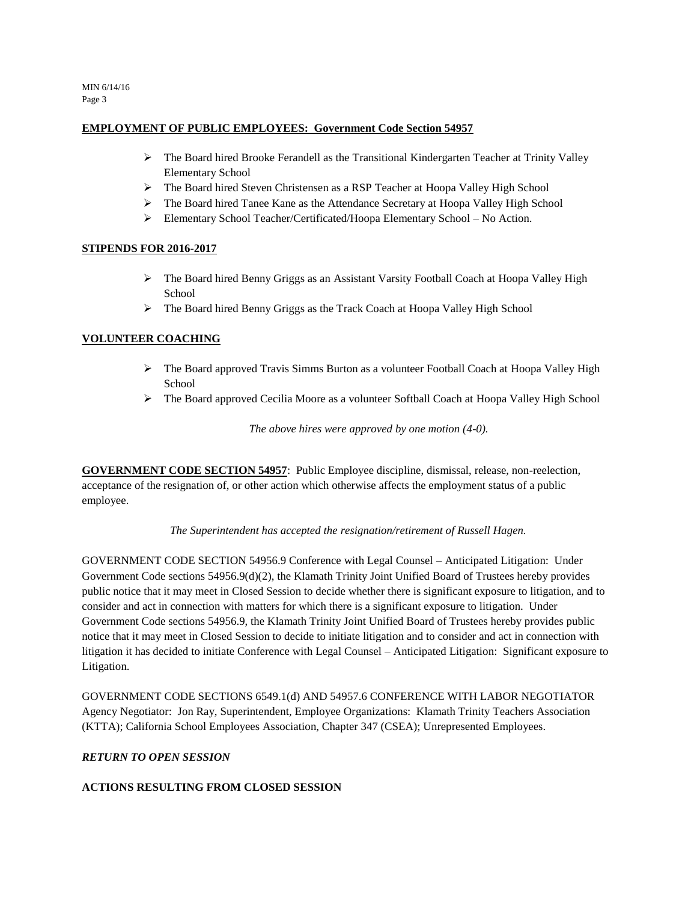**EMPLOYMENT OF PUBLIC EMPLOYEES: Government Code Section 54957**

- The Board hired Brooke Ferandell as the Transitional Kindergarten Teacher at Trinity Valley Elementary School
- The Board hired Steven Christensen as a RSP Teacher at Hoopa Valley High School
- The Board hired Tanee Kane as the Attendance Secretary at Hoopa Valley High School
- Elementary School Teacher/Certificated/Hoopa Elementary School – No Action.

**STIPENDS FOR 2016-2017**

- The Board hired Benny Griggs as an Assistant Varsity Football Coach at Hoopa Valley High School
- The Board hired Benny Griggs as the Track Coach at Hoopa Valley High School

**VOLUNTEER COACHING**

- The Board approved Travis Simms Burton as a volunteer Football Coach at Hoopa Valley High School
- The Board approved Cecilia Moore as a volunteer Softball Coach at Hoopa Valley High School

*The above hires were approved by one motion (4-0).*

**GOVERNMENT CODE SECTION 54957**: Public Employee discipline, dismissal, release, non-reelection, acceptance of the resignation of, or other action which otherwise affects the employment status of a public employee.

*The Superintendent has accepted the resignation/retirement of Russell Hagen.*

GOVERNMENT CODE SECTION 54956.9 Conference with Legal Counsel – Anticipated Litigation: Under Government Code sections 54956.9(d)(2), the Klamath Trinity Joint Unified Board of Trustees hereby provides public notice that it may meet in Closed Session to decide whether there is significant exposure to litigation, and to consider and act in connection with matters for which there is a significant exposure to litigation. Under Government Code sections 54956.9, the Klamath Trinity Joint Unified Board of Trustees hereby provides public notice that it may meet in Closed Session to decide to initiate litigation and to consider and act in connection with litigation it has decided to initiate Conference with Legal Counsel – Anticipated Litigation: Significant exposure to Litigation.

GOVERNMENT CODE SECTIONS 6549.1(d) AND 54957.6 CONFERENCE WITH LABOR NEGOTIATOR Agency Negotiator: Jon Ray, Superintendent, Employee Organizations: Klamath Trinity Teachers Association (KTTA); California School Employees Association, Chapter 347 (CSEA); Unrepresented Employees.

***RETURN TO OPEN SESSION***

**ACTIONS RESULTING FROM CLOSED SESSION**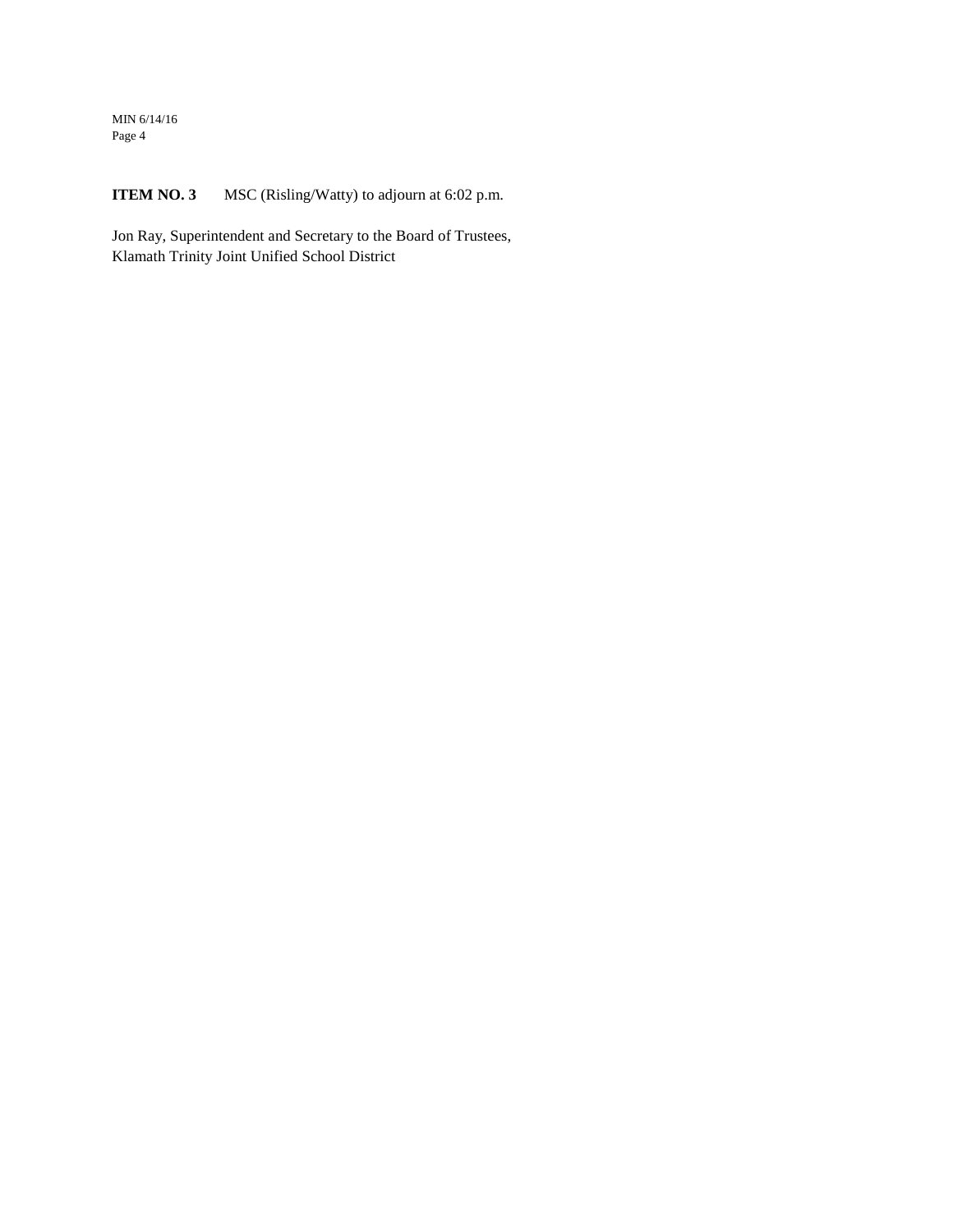**ITEM NO. 3** MSC (Risling/Watty) to adjourn at 6:02 p.m.

Jon Ray, Superintendent and Secretary to the Board of Trustees,
Klamath Trinity Joint Unified School District